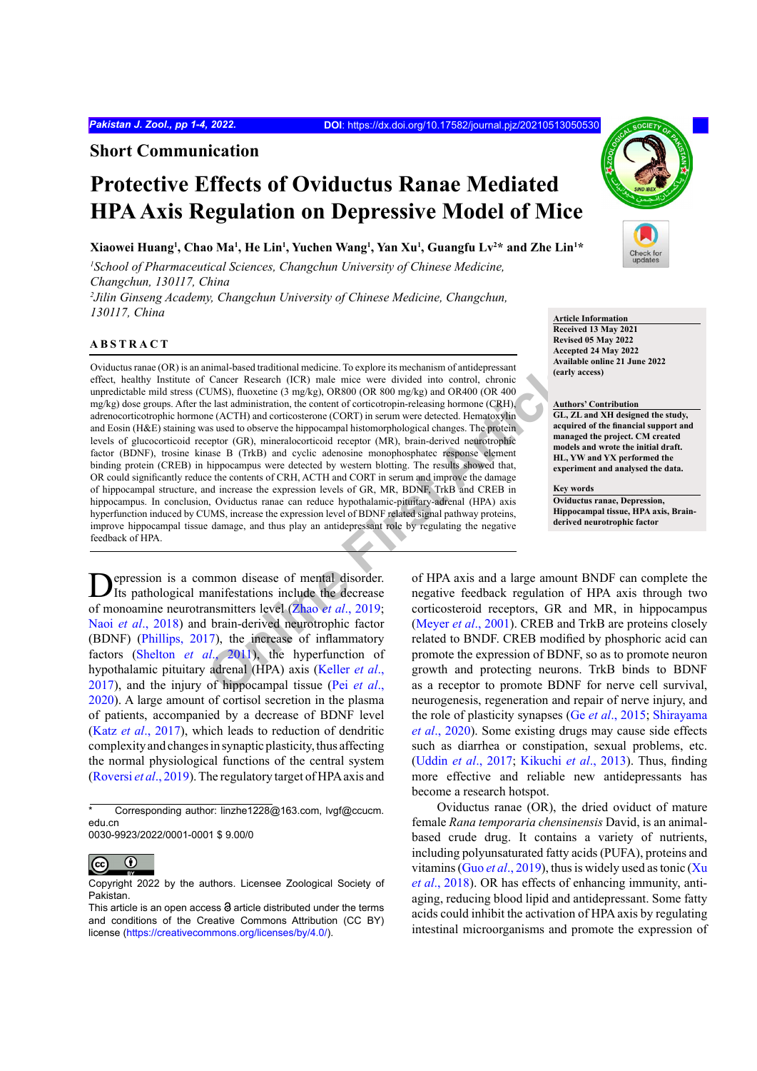Short Communication

# Protective Effects of Oviductus Ranae Mediated HPA Axis Regulation on Depressive Model of Mice

**Xiaowei Huang[1], Chao Ma[1], He Lin[1], Yuchen Wang[1], Yan Xu[1], Guangfu Lv[2]* and Zhe Lin[1]***

[1]*School of Pharmaceutical Sciences, Changchun University of Chinese Medicine, Changchun, 130117, China*

[2]*Jilin Ginseng Academy, Changchun University of Chinese Medicine, Changchun, 130117, China*

**Article Information**
**Received 13 May 2021**
**Revised 05 May 2022**
**Accepted 24 May 2022**
**Available online 21 June 2022 (early access)**

**Authors' Contribution**
**GL, ZL and XH designed the study, acquired of the financial support and managed the project. CM created models and wrote the initial draft. HL, YW and YX performed the experiment and analysed the data.**

**Key words**
**Oviductus ranae, Depression, Hippocampal tissue, HPA axis, Brain-derived neurotrophic factor**

## ABSTRACT

Oviductus ranae (OR) is an animal-based traditional medicine. To explore its mechanism of antidepressant effect, healthy Institute of Cancer Research (ICR) male mice were divided into control, chronic unpredictable mild stress (CUMS), fluoxetine (3 mg/kg), OR800 (OR 800 mg/kg) and OR400 (OR 400 mg/kg) dose groups. After the last administration, the content of corticotropin-releasing hormone (CRH), adrenocorticotrophic hormone (ACTH) and corticosterone (CORT) in serum were detected. Hematoxylin and Eosin (H&E) staining was used to observe the hippocampal histomorphological changes. The protein levels of glucocorticoid receptor (GR), mineralocorticoid receptor (MR), brain-derived neurotrophic factor (BDNF), trosine kinase B (TrkB) and cyclic adenosine monophosphatec response element binding protein (CREB) in hippocampus were detected by western blotting. The results showed that, OR could significantly reduce the contents of CRH, ACTH and CORT in serum and improve the damage of hippocampal structure, and increase the expression levels of GR, MR, BDNF, TrkB and CREB in hippocampus. In conclusion, Oviductus ranae can reduce hypothalamic-pituitary-adrenal (HPA) axis hyperfunction induced by CUMS, increase the expression level of BDNF related signal pathway proteins, improve hippocampal tissue damage, and thus play an antidepressant role by regulating the negative feedback of HPA.

Depression is a common disease of mental disorder. Its pathological manifestations include the decrease of monoamine neurotransmitters level (Zhao *et al*., 2019; Naoi *et al*., 2018) and brain-derived neurotrophic factor (BDNF) (Phillips, 2017), the increase of inflammatory factors (Shelton *et al*., 2011), the hyperfunction of hypothalamic pituitary adrenal (HPA) axis (Keller *et al*., 2017), and the injury of hippocampal tissue (Pei *et al*., 2020). A large amount of cortisol secretion in the plasma of patients, accompanied by a decrease of BDNF level (Katz *et al*., 2017), which leads to reduction of dendritic complexity and changes in synaptic plasticity, thus affecting the normal physiological functions of the central system (Roversi *et al*., 2019). The regulatory target of HPA axis and of HPA axis and a large amount BNDF can complete the negative feedback regulation of HPA axis through two corticosteroid receptors, GR and MR, in hippocampus (Meyer *et al*., 2001). CREB and TrkB are proteins closely related to BNDF. CREB modified by phosphoric acid can promote the expression of BDNF, so as to promote neuron growth and protecting neurons. TrkB binds to BDNF as a receptor to promote BDNF for nerve cell survival, neurogenesis, regeneration and repair of nerve injury, and the role of plasticity synapses (Ge *et al*., 2015; Shirayama *et al*., 2020). Some existing drugs may cause side effects such as diarrhea or constipation, sexual problems, etc. (Uddin *et al*., 2017; Kikuchi *et al*., 2013). Thus, finding more effective and reliable new antidepressants has become a research hotspot.

Oviductus ranae (OR), the dried oviduct of mature female *Rana temporaria chensinensis* David, is an animal-based crude drug. It contains a variety of nutrients, including polyunsaturated fatty acids (PUFA), proteins and vitamins (Guo *et al*., 2019), thus is widely used as tonic (Xu *et al*., 2018). OR has effects of enhancing immunity, anti-aging, reducing blood lipid and antidepressant. Some fatty acids could inhibit the activation of HPA axis by regulating intestinal microorganisms and promote the expression of

\* Corresponding author: linzhe1228@163.com, lvgf@ccucm.edu.cn
0030-9923/2022/0001-0001 $ 9.00/0

Copyright 2022 by the authors. Licensee Zoological Society of Pakistan.
This article is an open access article distributed under the terms and conditions of the Creative Commons Attribution (CC BY) license (https://creativecommons.org/licenses/by/4.0/).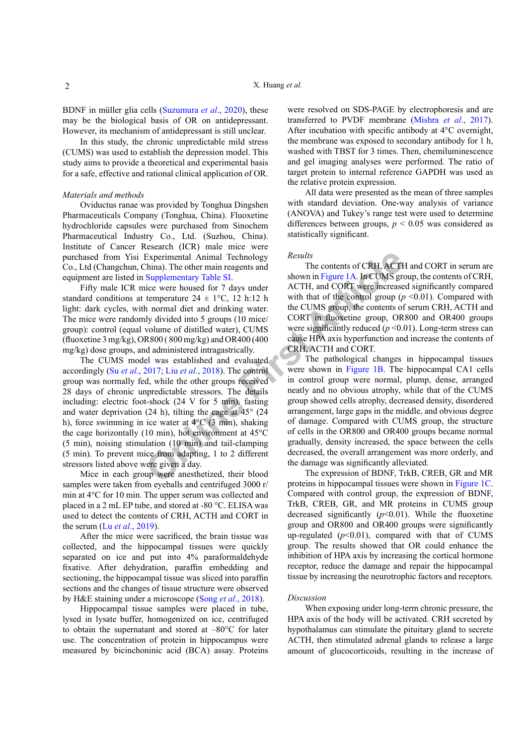BDNF in müller glia cells (Suzumura *et al*., 2020), these may be the biological basis of OR on antidepressant. However, its mechanism of antidepressant is still unclear.

In this study, the chronic unpredictable mild stress (CUMS) was used to establish the depression model. This study aims to provide a theoretical and experimental basis for a safe, effective and rational clinical application of OR.

## *Materials and methods*

Oviductus ranae was provided by Tonghua Dingshen Pharmaceuticals Company (Tonghua, China). Fluoxetine hydrochloride capsules were purchased from Sinochem Pharmaceutical Industry Co., Ltd. (Suzhou, China). Institute of Cancer Research (ICR) male mice were purchased from Yisi Experimental Animal Technology Co., Ltd (Changchun, China). The other main reagents and equipment are listed in Supplementary Table SI.

Fifty male ICR mice were housed for 7 days under standard conditions at temperature 24 ± 1°C, 12 h:12 h light: dark cycles, with normal diet and drinking water. The mice were randomly divided into 5 groups (10 mice/group): control (equal volume of distilled water), CUMS (fluoxetine 3 mg/kg), OR800 ( 800 mg/kg) and OR400 (400 mg/kg) dose groups, and administered intragastrically.

The CUMS model was established and evaluated accordingly (Su *et al*., 2017; Liu *et al*., 2018). The control group was normally fed, while the other groups received 28 days of chronic unpredictable stressors. The details including: electric foot-shock (24 V for 5 min), fasting and water deprivation (24 h), tilting the cage at 45° (24 h), force swimming in ice water at 4°C (3 min), shaking the cage horizontally (10 min), hot environment at 45°C (5 min), noising stimulation (10 min) and tail-clamping (5 min). To prevent mice from adapting, 1 to 2 different stressors listed above were given a day.

Mice in each group were anesthetized, their blood samples were taken from eyeballs and centrifuged 3000 r/min at 4°C for 10 min. The upper serum was collected and placed in a 2 mL EP tube, and stored at -80 °C. ELISA was used to detect the contents of CRH, ACTH and CORT in the serum (Lu *et al*., 2019).

After the mice were sacrificed, the brain tissue was collected, and the hippocampal tissues were quickly separated on ice and put into 4% paraformaldehyde fixative. After dehydration, paraffin embedding and sectioning, the hippocampal tissue was sliced into paraffin sections and the changes of tissue structure were observed by H&E staining under a microscope (Song *et al*., 2018).

Hippocampal tissue samples were placed in tube, lysed in lysate buffer, homogenized on ice, centrifuged to obtain the supernatant and stored at –80°C for later use. The concentration of protein in hippocampus were measured by bicinchoninic acid (BCA) assay. Proteins were resolved on SDS-PAGE by electrophoresis and are transferred to PVDF membrane (Mishra *et al*., 2017). After incubation with specific antibody at 4°C overnight, the membrane was exposed to secondary antibody for 1 h, washed with TBST for 3 times. Then, chemiluminescence and gel imaging analyses were performed. The ratio of target protein to internal reference GAPDH was used as the relative protein expression.

All data were presented as the mean of three samples with standard deviation. One-way analysis of variance (ANOVA) and Tukey's range test were used to determine differences between groups, $p < 0.05$ was considered as statistically significant.

## *Results*

The contents of CRH, ACTH and CORT in serum are shown in Figure 1A. In CUMS group, the contents of CRH, ACTH, and CORT were increased significantly compared with that of the control group ($p$ <0.01). Compared with the CUMS group, the contents of serum CRH, ACTH and CORT in fluoxetine group, OR800 and OR400 groups were significantly reduced ($p$ <0.01). Long-term stress can cause HPA axis hyperfunction and increase the contents of CRH, ACTH and CORT.

The pathological changes in hippocampal tissues were shown in Figure 1B. The hippocampal CA1 cells in control group were normal, plump, dense, arranged neatly and no obvious atrophy, while that of the CUMS group showed cells atrophy, decreased density, disordered arrangement, large gaps in the middle, and obvious degree of damage. Compared with CUMS group, the structure of cells in the OR800 and OR400 groups became normal gradually, density increased, the space between the cells decreased, the overall arrangement was more orderly, and the damage was significantly alleviated.

The expression of BDNF, TrkB, CREB, GR and MR proteins in hippocampal tissues were shown in Figure 1C. Compared with control group, the expression of BDNF, TrkB, CREB, GR, and MR proteins in CUMS group decreased significantly ($p$<0.01). While the fluoxetine group and OR800 and OR400 groups were significantly up-regulated ($p$<0.01), compared with that of CUMS group. The results showed that OR could enhance the inhibition of HPA axis by increasing the cortical hormone receptor, reduce the damage and repair the hippocampal tissue by increasing the neurotrophic factors and receptors.

## *Discussion*

When exposing under long-term chronic pressure, the HPA axis of the body will be activated. CRH secreted by hypothalamus can stimulate the pituitary gland to secrete ACTH, then stimulated adrenal glands to release a large amount of glucocorticoids, resulting in the increase of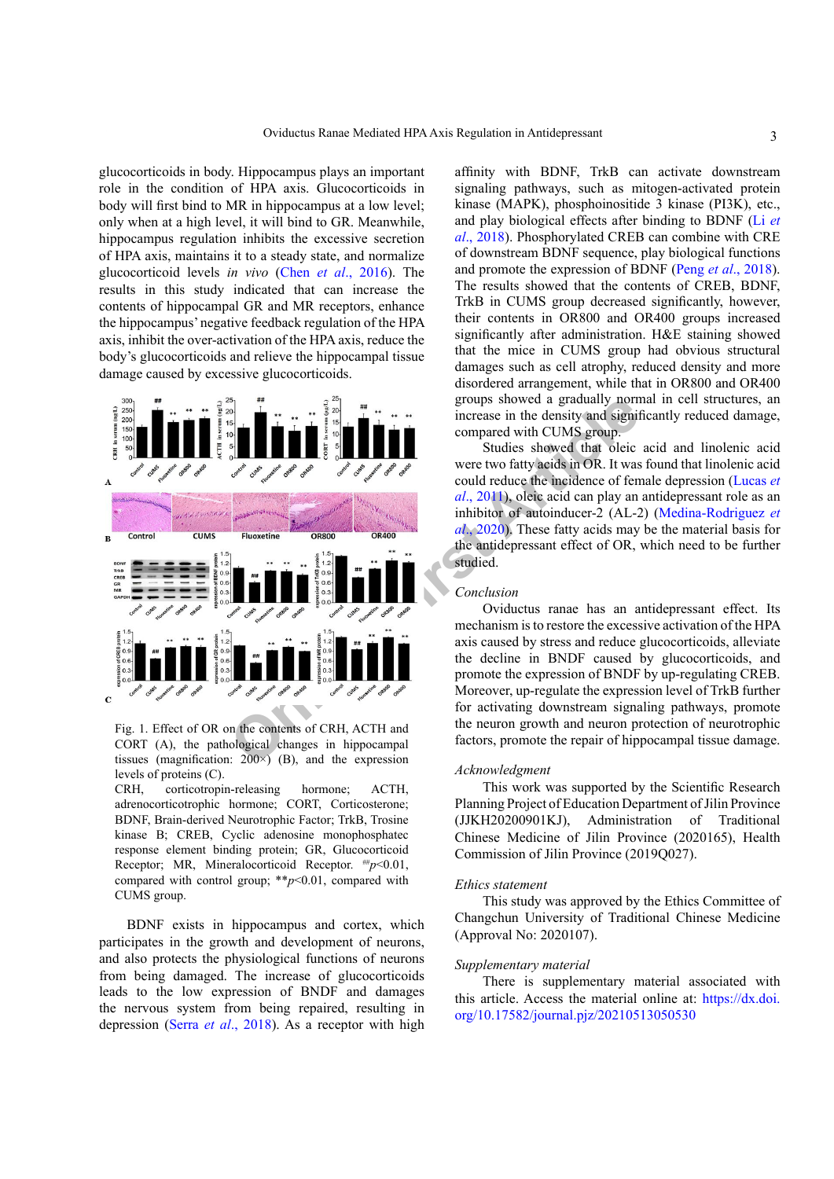glucocorticoids in body. Hippocampus plays an important role in the condition of HPA axis. Glucocorticoids in body will first bind to MR in hippocampus at a low level; only when at a high level, it will bind to GR. Meanwhile, hippocampus regulation inhibits the excessive secretion of HPA axis, maintains it to a steady state, and normalize glucocorticoid levels *in vivo* (Chen *et al*., 2016). The results in this study indicated that can increase the contents of hippocampal GR and MR receptors, enhance the hippocampus' negative feedback regulation of the HPA axis, inhibit the over-activation of the HPA axis, reduce the body's glucocorticoids and relieve the hippocampal tissue damage caused by excessive glucocorticoids.

Fig. 1. Effect of OR on the contents of CRH, ACTH and CORT (A), the pathological changes in hippocampal tissues (magnification: 200×) (B), and the expression levels of proteins (C).
CRH, corticotropin-releasing hormone; ACTH, adrenocorticotrophic hormone; CORT, Corticosterone; BDNF, Brain-derived Neurotrophic Factor; TrkB, Trosine kinase B; CREB, Cyclic adenosine monophosphatec response element binding protein; GR, Glucocorticoid Receptor; MR, Mineralocorticoid Receptor. $^{\#\#}p<0.01$, compared with control group; $^{**}p<0.01$, compared with CUMS group.

BDNF exists in hippocampus and cortex, which participates in the growth and development of neurons, and also protects the physiological functions of neurons from being damaged. The increase of glucocorticoids leads to the low expression of BNDF and damages the nervous system from being repaired, resulting in depression (Serra *et al*., 2018). As a receptor with high affinity with BDNF, TrkB can activate downstream signaling pathways, such as mitogen-activated protein kinase (MAPK), phosphoinositide 3 kinase (PI3K), etc., and play biological effects after binding to BDNF (Li *et al*., 2018). Phosphorylated CREB can combine with CRE of downstream BDNF sequence, play biological functions and promote the expression of BDNF (Peng *et al*., 2018). The results showed that the contents of CREB, BDNF, TrkB in CUMS group decreased significantly, however, their contents in OR800 and OR400 groups increased significantly after administration. H&E staining showed that the mice in CUMS group had obvious structural damages such as cell atrophy, reduced density and more disordered arrangement, while that in OR800 and OR400 groups showed a gradually normal in cell structures, an increase in the density and significantly reduced damage, compared with CUMS group.

Studies showed that oleic acid and linolenic acid were two fatty acids in OR. It was found that linolenic acid could reduce the incidence of female depression (Lucas *et al*., 2011), oleic acid can play an antidepressant role as an inhibitor of autoinducer-2 (AL-2) (Medina-Rodriguez *et al*., 2020). These fatty acids may be the material basis for the antidepressant effect of OR, which need to be further studied.

## *Conclusion*

Oviductus ranae has an antidepressant effect. Its mechanism is to restore the excessive activation of the HPA axis caused by stress and reduce glucocorticoids, alleviate the decline in BNDF caused by glucocorticoids, and promote the expression of BDNF by up-regulating CREB. Moreover, up-regulate the expression level of TrkB further for activating downstream signaling pathways, promote the neuron growth and neuron protection of neurotrophic factors, promote the repair of hippocampal tissue damage.

## *Acknowledgment*

This work was supported by the Scientific Research Planning Project of Education Department of Jilin Province (JJKH20200901KJ), Administration of Traditional Chinese Medicine of Jilin Province (2020165), Health Commission of Jilin Province (2019Q027).

## *Ethics statement*

This study was approved by the Ethics Committee of Changchun University of Traditional Chinese Medicine (Approval No: 2020107).

## *Supplementary material*

There is supplementary material associated with this article. Access the material online at: https://dx.doi.org/10.17582/journal.pjz/20210513050530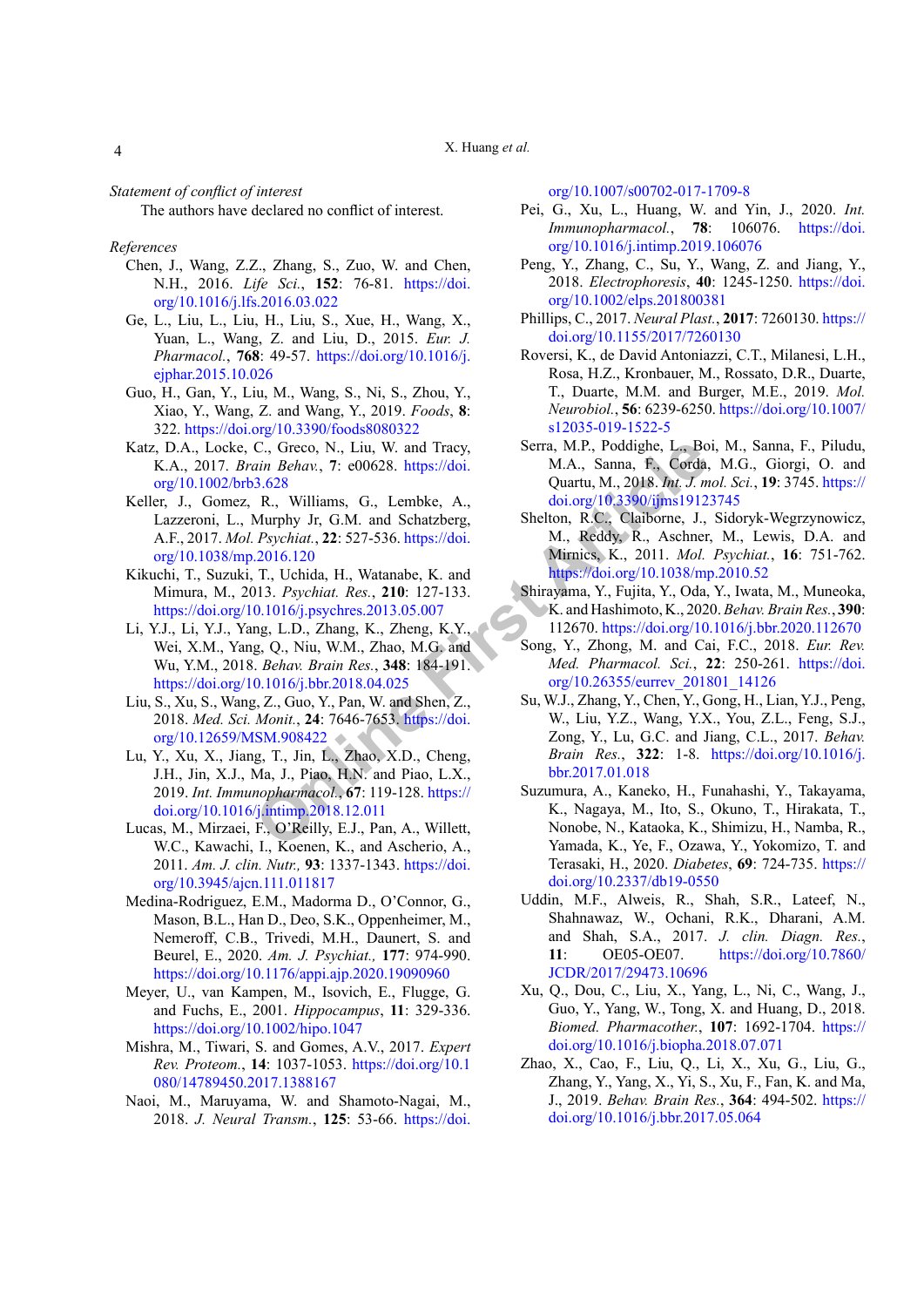*Statement of conflict of interest*

The authors have declared no conflict of interest.

*References*

Chen, J., Wang, Z.Z., Zhang, S., Zuo, W. and Chen, N.H., 2016. *Life Sci.*, **152**: 76-81. https://doi.org/10.1016/j.lfs.2016.03.022

Ge, L., Liu, L., Liu, H., Liu, S., Xue, H., Wang, X., Yuan, L., Wang, Z. and Liu, D., 2015. *Eur. J. Pharmacol.*, **768**: 49-57. https://doi.org/10.1016/j.ejphar.2015.10.026

Guo, H., Gan, Y., Liu, M., Wang, S., Ni, S., Zhou, Y., Xiao, Y., Wang, Z. and Wang, Y., 2019. *Foods*, **8**: 322. https://doi.org/10.3390/foods8080322

Katz, D.A., Locke, C., Greco, N., Liu, W. and Tracy, K.A., 2017. *Brain Behav.*, **7**: e00628. https://doi.org/10.1002/brb3.628

Keller, J., Gomez, R., Williams, G., Lembke, A., Lazzeroni, L., Murphy Jr, G.M. and Schatzberg, A.F., 2017. *Mol. Psychiat.*, **22**: 527-536. https://doi.org/10.1038/mp.2016.120

Kikuchi, T., Suzuki, T., Uchida, H., Watanabe, K. and Mimura, M., 2013. *Psychiat. Res.*, **210**: 127-133. https://doi.org/10.1016/j.psychres.2013.05.007

Li, Y.J., Li, Y.J., Yang, L.D., Zhang, K., Zheng, K.Y., Wei, X.M., Yang, Q., Niu, W.M., Zhao, M.G. and Wu, Y.M., 2018. *Behav. Brain Res.*, **348**: 184-191. https://doi.org/10.1016/j.bbr.2018.04.025

Liu, S., Xu, S., Wang, Z., Guo, Y., Pan, W. and Shen, Z., 2018. *Med. Sci. Monit.*, **24**: 7646-7653. https://doi.org/10.12659/MSM.908422

Lu, Y., Xu, X., Jiang, T., Jin, L., Zhao, X.D., Cheng, J.H., Jin, X.J., Ma, J., Piao, H.N. and Piao, L.X., 2019. *Int. Immunopharmacol.*, **67**: 119-128. https://doi.org/10.1016/j.intimp.2018.12.011

Lucas, M., Mirzaei, F., O'Reilly, E.J., Pan, A., Willett, W.C., Kawachi, I., Koenen, K., and Ascherio, A., 2011. *Am. J. clin. Nutr.*, **93**: 1337-1343. https://doi.org/10.3945/ajcn.111.011817

Medina-Rodriguez, E.M., Madorma D., O'Connor, G., Mason, B.L., Han D., Deo, S.K., Oppenheimer, M., Nemeroff, C.B., Trivedi, M.H., Daunert, S. and Beurel, E., 2020. *Am. J. Psychiat.*, **177**: 974-990. https://doi.org/10.1176/appi.ajp.2020.19090960

Meyer, U., van Kampen, M., Isovich, E., Flugge, G. and Fuchs, E., 2001. *Hippocampus*, **11**: 329-336. https://doi.org/10.1002/hipo.1047

Mishra, M., Tiwari, S. and Gomes, A.V., 2017. *Expert Rev. Proteom.*, **14**: 1037-1053. https://doi.org/10.1080/14789450.2017.1388167

Naoi, M., Maruyama, W. and Shamoto-Nagai, M., 2018. *J. Neural Transm.*, **125**: 53-66. https://doi.org/10.1007/s00702-017-1709-8

Pei, G., Xu, L., Huang, W. and Yin, J., 2020. *Int. Immunopharmacol.*, **78**: 106076. https://doi.org/10.1016/j.intimp.2019.106076

Peng, Y., Zhang, C., Su, Y., Wang, Z. and Jiang, Y., 2018. *Electrophoresis*, **40**: 1245-1250. https://doi.org/10.1002/elps.201800381

Phillips, C., 2017. *Neural Plast.*, **2017**: 7260130. https://doi.org/10.1155/2017/7260130

Roversi, K., de David Antoniazzi, C.T., Milanesi, L.H., Rosa, H.Z., Kronbauer, M., Rossato, D.R., Duarte, T., Duarte, M.M. and Burger, M.E., 2019. *Mol. Neurobiol.*, **56**: 6239-6250. https://doi.org/10.1007/s12035-019-1522-5

Serra, M.P., Poddighe, L., Boi, M., Sanna, F., Piludu, M.A., Sanna, F., Corda, M.G., Giorgi, O. and Quartu, M., 2018. *Int. J. mol. Sci.*, **19**: 3745. https://doi.org/10.3390/ijms19123745

Shelton, R.C., Claiborne, J., Sidoryk-Wegrzynowicz, M., Reddy, R., Aschner, M., Lewis, D.A. and Mirnics, K., 2011. *Mol. Psychiat.*, **16**: 751-762. https://doi.org/10.1038/mp.2010.52

Shirayama, Y., Fujita, Y., Oda, Y., Iwata, M., Muneoka, K. and Hashimoto, K., 2020. *Behav. Brain Res.*, **390**: 112670. https://doi.org/10.1016/j.bbr.2020.112670

Song, Y., Zhong, M. and Cai, F.C., 2018. *Eur. Rev. Med. Pharmacol. Sci.*, **22**: 250-261. https://doi.org/10.26355/eurrev_201801_14126

Su, W.J., Zhang, Y., Chen, Y., Gong, H., Lian, Y.J., Peng, W., Liu, Y.Z., Wang, Y.X., You, Z.L., Feng, S.J., Zong, Y., Lu, G.C. and Jiang, C.L., 2017. *Behav. Brain Res.*, **322**: 1-8. https://doi.org/10.1016/j.bbr.2017.01.018

Suzumura, A., Kaneko, H., Funahashi, Y., Takayama, K., Nagaya, M., Ito, S., Okuno, T., Hirakata, T., Nonobe, N., Kataoka, K., Shimizu, H., Namba, R., Yamada, K., Ye, F., Ozawa, Y., Yokomizo, T. and Terasaki, H., 2020. *Diabetes*, **69**: 724-735. https://doi.org/10.2337/db19-0550

Uddin, M.F., Alweis, R., Shah, S.R., Lateef, N., Shahnawaz, W., Ochani, R.K., Dharani, A.M. and Shah, S.A., 2017. *J. clin. Diagn. Res.*, **11**: OE05-OE07. https://doi.org/10.7860/JCDR/2017/29473.10696

Xu, Q., Dou, C., Liu, X., Yang, L., Ni, C., Wang, J., Guo, Y., Yang, W., Tong, X. and Huang, D., 2018. *Biomed. Pharmacother.*, **107**: 1692-1704. https://doi.org/10.1016/j.biopha.2018.07.071

Zhao, X., Cao, F., Liu, Q., Li, X., Xu, G., Liu, G., Zhang, Y., Yang, X., Yi, S., Xu, F., Fan, K. and Ma, J., 2019. *Behav. Brain Res.*, **364**: 494-502. https://doi.org/10.1016/j.bbr.2017.05.064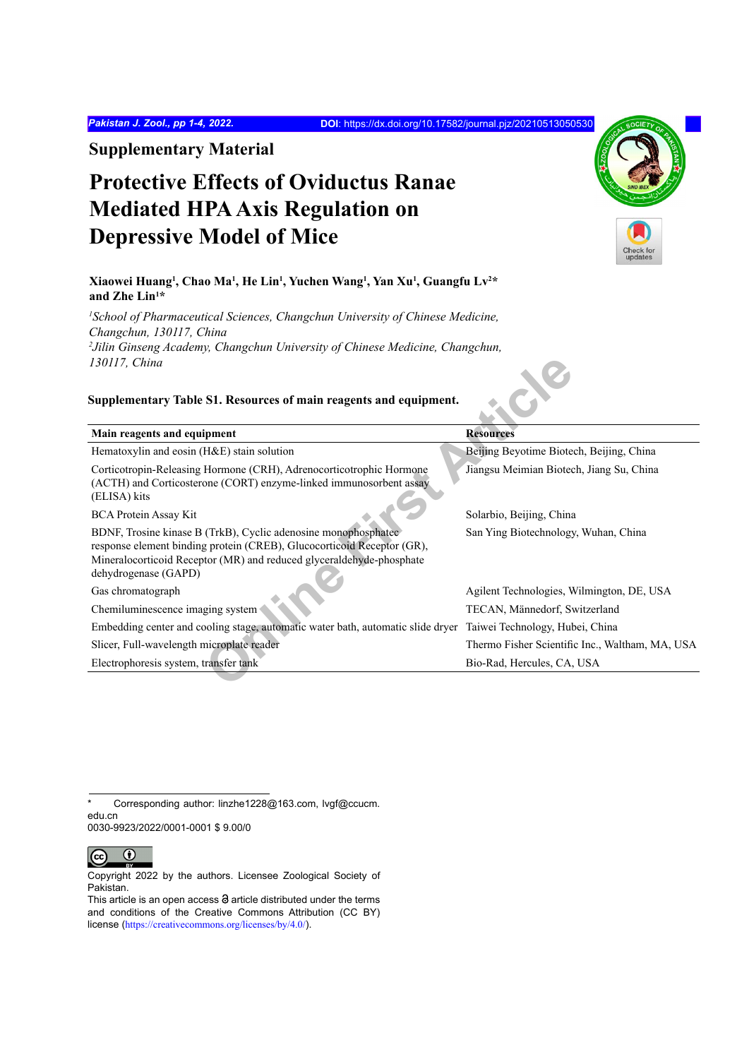## Supplementary Material

# Protective Effects of Oviductus Ranae Mediated HPA Axis Regulation on Depressive Model of Mice

**Xiaowei Huang[1], Chao Ma[1], He Lin[1], Yuchen Wang[1], Yan Xu[1], Guangfu Lv[2]* and Zhe Lin[1]***

*[1]School of Pharmaceutical Sciences, Changchun University of Chinese Medicine, Changchun, 130117, China*
*[2]Jilin Ginseng Academy, Changchun University of Chinese Medicine, Changchun, 130117, China*

**Supplementary Table S1. Resources of main reagents and equipment.**

| Main reagents and equipment | Resources |
|---|---|
| Hematoxylin and eosin (H&E) stain solution | Beijing Beyotime Biotech, Beijing, China |
| Corticotropin-Releasing Hormone (CRH), Adrenocorticotrophic Hormone (ACTH) and Corticosterone (CORT) enzyme-linked immunosorbent assay (ELISA) kits | Jiangsu Meimian Biotech, Jiang Su, China |
| BCA Protein Assay Kit | Solarbio, Beijing, China |
| BDNF, Trosine kinase B (TrkB), Cyclic adenosine monophosphatec response element binding protein (CREB), Glucocorticoid Receptor (GR), Mineralocorticoid Receptor (MR) and reduced glyceraldehyde-phosphate dehydrogenase (GAPD) | San Ying Biotechnology, Wuhan, China |
| Gas chromatograph | Agilent Technologies, Wilmington, DE, USA |
| Chemiluminescence imaging system | TECAN, Männedorf, Switzerland |
| Embedding center and cooling stage, automatic water bath, automatic slide dryer | Taiwei Technology, Hubei, China |
| Slicer, Full-wavelength microplate reader | Thermo Fisher Scientific Inc., Waltham, MA, USA |
| Electrophoresis system, transfer tank | Bio-Rad, Hercules, CA, USA |

\* Corresponding author: linzhe1228@163.com, lvgf@ccucm.edu.cn
0030-9923/2022/0001-0001 $ 9.00/0

Copyright 2022 by the authors. Licensee Zoological Society of Pakistan.
This article is an open access article distributed under the terms and conditions of the Creative Commons Attribution (CC BY) license (https://creativecommons.org/licenses/by/4.0/).